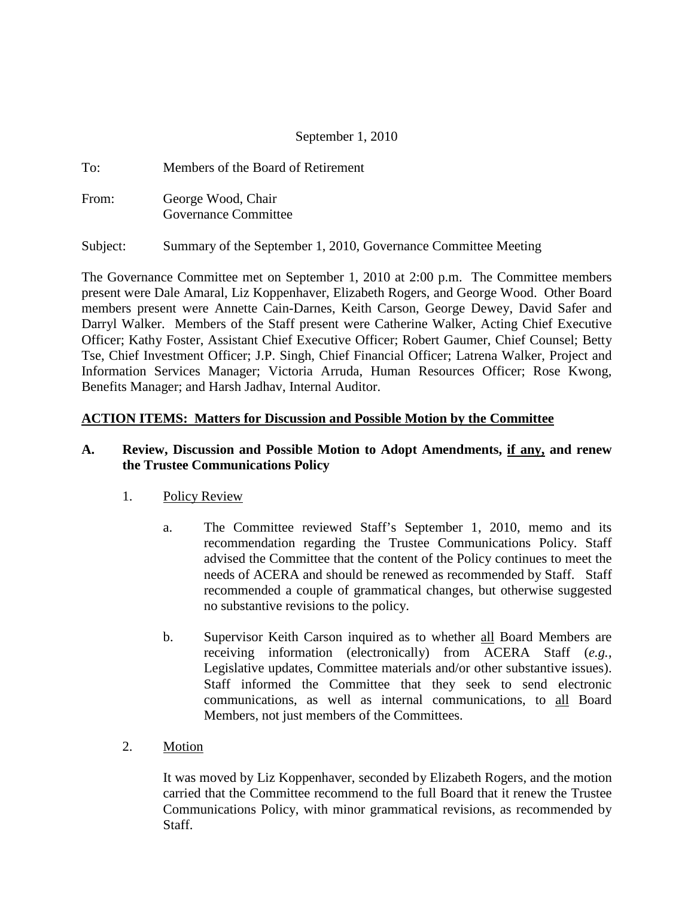September 1, 2010

To: Members of the Board of Retirement

From: George Wood, Chair
Governance Committee

Subject: Summary of the September 1, 2010, Governance Committee Meeting

The Governance Committee met on September 1, 2010 at 2:00 p.m. The Committee members present were Dale Amaral, Liz Koppenhaver, Elizabeth Rogers, and George Wood. Other Board members present were Annette Cain-Darnes, Keith Carson, George Dewey, David Safer and Darryl Walker. Members of the Staff present were Catherine Walker, Acting Chief Executive Officer; Kathy Foster, Assistant Chief Executive Officer; Robert Gaumer, Chief Counsel; Betty Tse, Chief Investment Officer; J.P. Singh, Chief Financial Officer; Latrena Walker, Project and Information Services Manager; Victoria Arruda, Human Resources Officer; Rose Kwong, Benefits Manager; and Harsh Jadhav, Internal Auditor.

## ACTION ITEMS: Matters for Discussion and Possible Motion by the Committee

### A. Review, Discussion and Possible Motion to Adopt Amendments, if any, and renew the Trustee Communications Policy

1. Policy Review

   a. The Committee reviewed Staff's September 1, 2010, memo and its recommendation regarding the Trustee Communications Policy. Staff advised the Committee that the content of the Policy continues to meet the needs of ACERA and should be renewed as recommended by Staff. Staff recommended a couple of grammatical changes, but otherwise suggested no substantive revisions to the policy.

   b. Supervisor Keith Carson inquired as to whether all Board Members are receiving information (electronically) from ACERA Staff (*e.g.*, Legislative updates, Committee materials and/or other substantive issues). Staff informed the Committee that they seek to send electronic communications, as well as internal communications, to all Board Members, not just members of the Committees.

2. Motion

   It was moved by Liz Koppenhaver, seconded by Elizabeth Rogers, and the motion carried that the Committee recommend to the full Board that it renew the Trustee Communications Policy, with minor grammatical revisions, as recommended by Staff.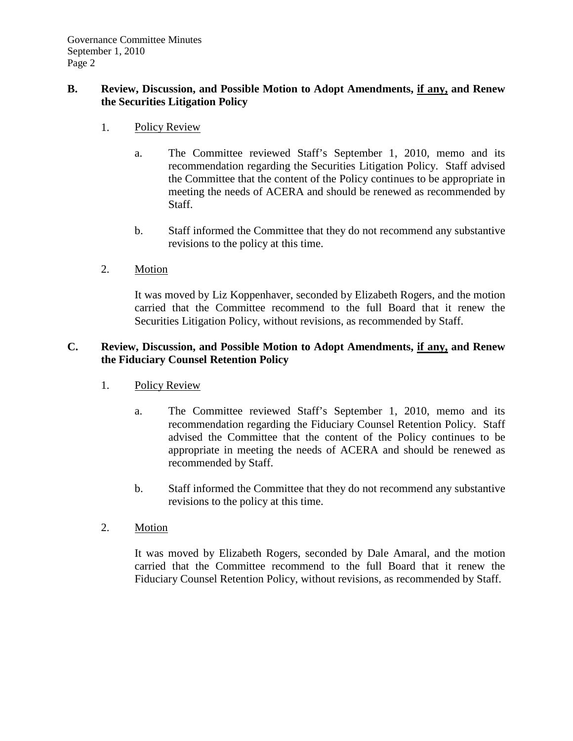**B. Review, Discussion, and Possible Motion to Adopt Amendments, <u>if any,</u> and Renew the Securities Litigation Policy**

1. <u>Policy Review</u>

   a. The Committee reviewed Staff's September 1, 2010, memo and its recommendation regarding the Securities Litigation Policy. Staff advised the Committee that the content of the Policy continues to be appropriate in meeting the needs of ACERA and should be renewed as recommended by Staff.

   b. Staff informed the Committee that they do not recommend any substantive revisions to the policy at this time.

2. <u>Motion</u>

   It was moved by Liz Koppenhaver, seconded by Elizabeth Rogers, and the motion carried that the Committee recommend to the full Board that it renew the Securities Litigation Policy, without revisions, as recommended by Staff.

**C. Review, Discussion, and Possible Motion to Adopt Amendments, <u>if any,</u> and Renew the Fiduciary Counsel Retention Policy**

1. <u>Policy Review</u>

   a. The Committee reviewed Staff's September 1, 2010, memo and its recommendation regarding the Fiduciary Counsel Retention Policy. Staff advised the Committee that the content of the Policy continues to be appropriate in meeting the needs of ACERA and should be renewed as recommended by Staff.

   b. Staff informed the Committee that they do not recommend any substantive revisions to the policy at this time.

2. <u>Motion</u>

   It was moved by Elizabeth Rogers, seconded by Dale Amaral, and the motion carried that the Committee recommend to the full Board that it renew the Fiduciary Counsel Retention Policy, without revisions, as recommended by Staff.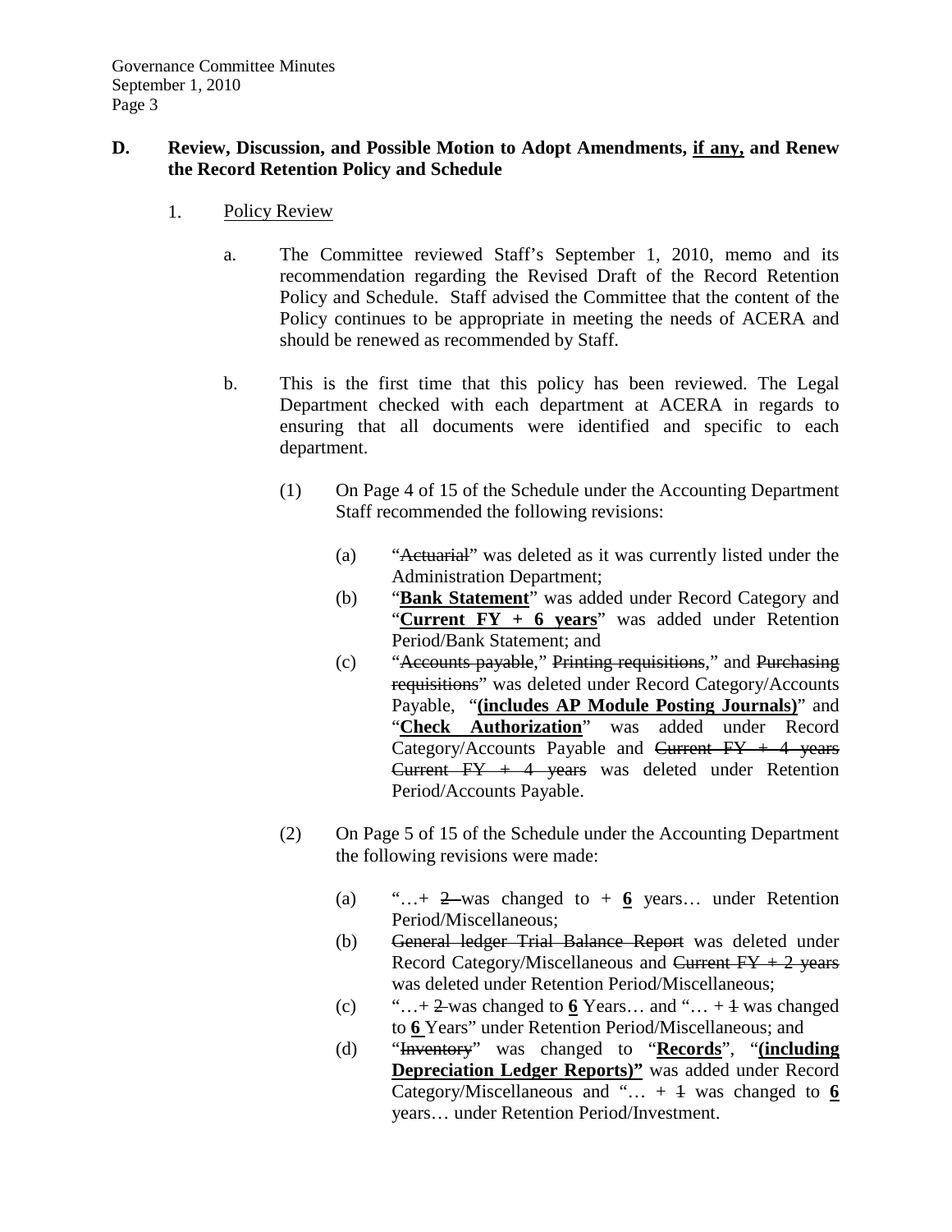**D. Review, Discussion, and Possible Motion to Adopt Amendments, <u>if any,</u> and Renew the Record Retention Policy and Schedule**

1. <u>Policy Review</u>

   a. The Committee reviewed Staff's September 1, 2010, memo and its recommendation regarding the Revised Draft of the Record Retention Policy and Schedule. Staff advised the Committee that the content of the Policy continues to be appropriate in meeting the needs of ACERA and should be renewed as recommended by Staff.

   b. This is the first time that this policy has been reviewed. The Legal Department checked with each department at ACERA in regards to ensuring that all documents were identified and specific to each department.

      (1) On Page 4 of 15 of the Schedule under the Accounting Department Staff recommended the following revisions:

         (a) "~~Actuarial~~" was deleted as it was currently listed under the Administration Department;

         (b) "**<u>Bank Statement</u>**" was added under Record Category and "**<u>Current FY + 6 years</u>**" was added under Retention Period/Bank Statement; and

         (c) "~~Accounts payable~~," ~~Printing requisitions~~," and ~~Purchasing requisitions~~" was deleted under Record Category/Accounts Payable, "**<u>(includes AP Module Posting Journals)</u>**" and "**<u>Check Authorization</u>**" was added under Record Category/Accounts Payable and ~~Current FY + 4 years Current FY + 4 years~~ was deleted under Retention Period/Accounts Payable.

      (2) On Page 5 of 15 of the Schedule under the Accounting Department the following revisions were made:

         (a) "…+ ~~2~~ was changed to + **<u>6</u>** years… under Retention Period/Miscellaneous;

         (b) ~~General ledger Trial Balance Report~~ was deleted under Record Category/Miscellaneous and ~~Current FY + 2 years~~ was deleted under Retention Period/Miscellaneous;

         (c) "…+ ~~2~~ was changed to **<u>6</u>** Years… and "… + ~~1~~ was changed to **<u>6</u>** Years" under Retention Period/Miscellaneous; and

         (d) "~~Inventory~~" was changed to "**<u>Records</u>**", "**<u>(including Depreciation Ledger Reports)</u>"** was added under Record Category/Miscellaneous and "… + ~~1~~ was changed to **<u>6</u>** years… under Retention Period/Investment.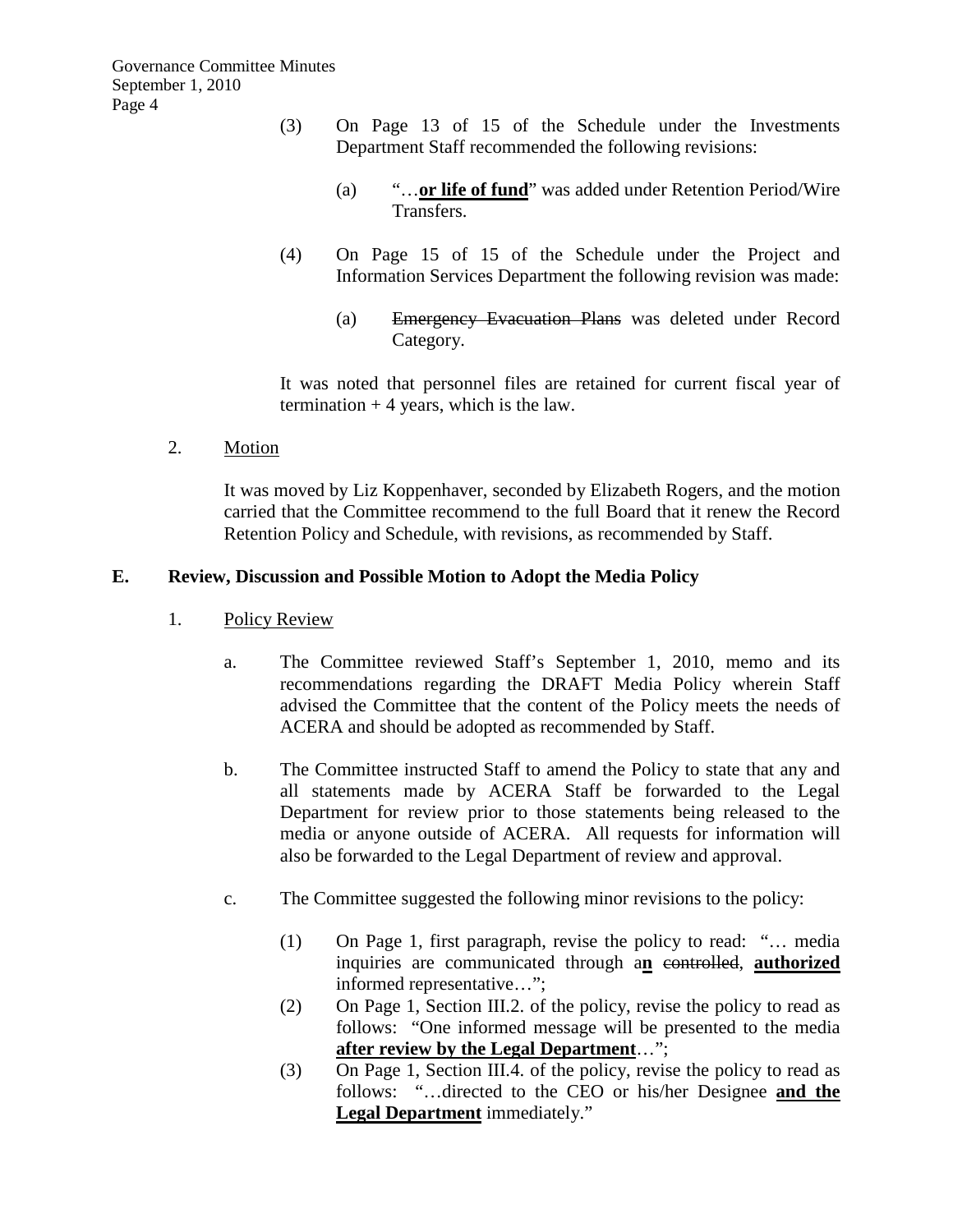(3) On Page 13 of 15 of the Schedule under the Investments Department Staff recommended the following revisions:

(a) "…**<u>or life of fund</u>**" was added under Retention Period/Wire Transfers.

(4) On Page 15 of 15 of the Schedule under the Project and Information Services Department the following revision was made:

(a) ~~Emergency Evacuation Plans~~ was deleted under Record Category.

It was noted that personnel files are retained for current fiscal year of termination + 4 years, which is the law.

2. <u>Motion</u>

It was moved by Liz Koppenhaver, seconded by Elizabeth Rogers, and the motion carried that the Committee recommend to the full Board that it renew the Record Retention Policy and Schedule, with revisions, as recommended by Staff.

**E. Review, Discussion and Possible Motion to Adopt the Media Policy**

1. <u>Policy Review</u>

a. The Committee reviewed Staff's September 1, 2010, memo and its recommendations regarding the DRAFT Media Policy wherein Staff advised the Committee that the content of the Policy meets the needs of ACERA and should be adopted as recommended by Staff.

b. The Committee instructed Staff to amend the Policy to state that any and all statements made by ACERA Staff be forwarded to the Legal Department for review prior to those statements being released to the media or anyone outside of ACERA. All requests for information will also be forwarded to the Legal Department of review and approval.

c. The Committee suggested the following minor revisions to the policy:

(1) On Page 1, first paragraph, revise the policy to read: "… media inquiries are communicated through a**<u>n</u>** ~~controlled~~, **<u>authorized</u>** informed representative…";

(2) On Page 1, Section III.2. of the policy, revise the policy to read as follows: "One informed message will be presented to the media **<u>after review by the Legal Department</u>**…";

(3) On Page 1, Section III.4. of the policy, revise the policy to read as follows: "…directed to the CEO or his/her Designee **<u>and the Legal Department</u>** immediately."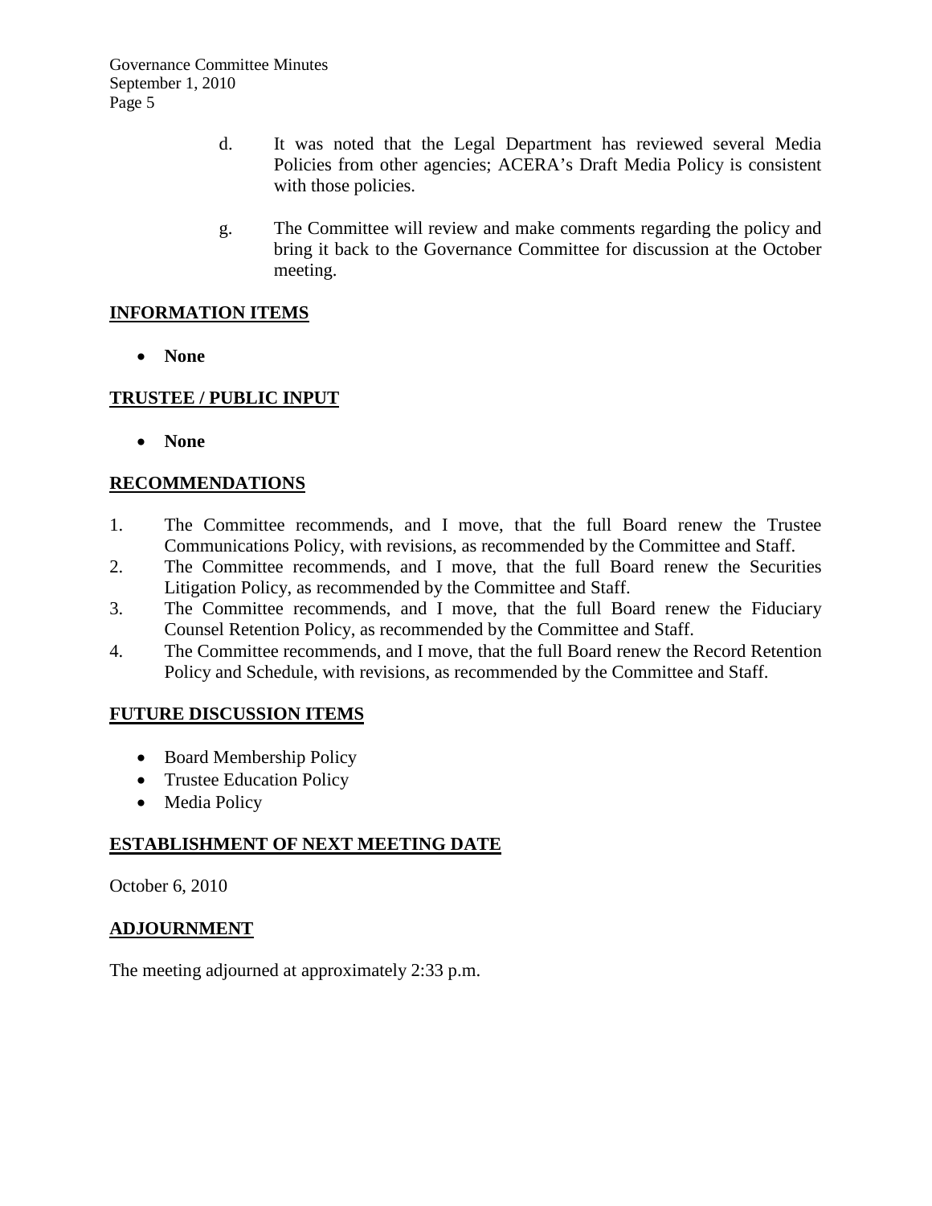d. It was noted that the Legal Department has reviewed several Media Policies from other agencies; ACERA's Draft Media Policy is consistent with those policies.

g. The Committee will review and make comments regarding the policy and bring it back to the Governance Committee for discussion at the October meeting.

## INFORMATION ITEMS

- **None**

## TRUSTEE / PUBLIC INPUT

- **None**

## RECOMMENDATIONS

1. The Committee recommends, and I move, that the full Board renew the Trustee Communications Policy, with revisions, as recommended by the Committee and Staff.
2. The Committee recommends, and I move, that the full Board renew the Securities Litigation Policy, as recommended by the Committee and Staff.
3. The Committee recommends, and I move, that the full Board renew the Fiduciary Counsel Retention Policy, as recommended by the Committee and Staff.
4. The Committee recommends, and I move, that the full Board renew the Record Retention Policy and Schedule, with revisions, as recommended by the Committee and Staff.

## FUTURE DISCUSSION ITEMS

- Board Membership Policy
- Trustee Education Policy
- Media Policy

## ESTABLISHMENT OF NEXT MEETING DATE

October 6, 2010

## ADJOURNMENT

The meeting adjourned at approximately 2:33 p.m.